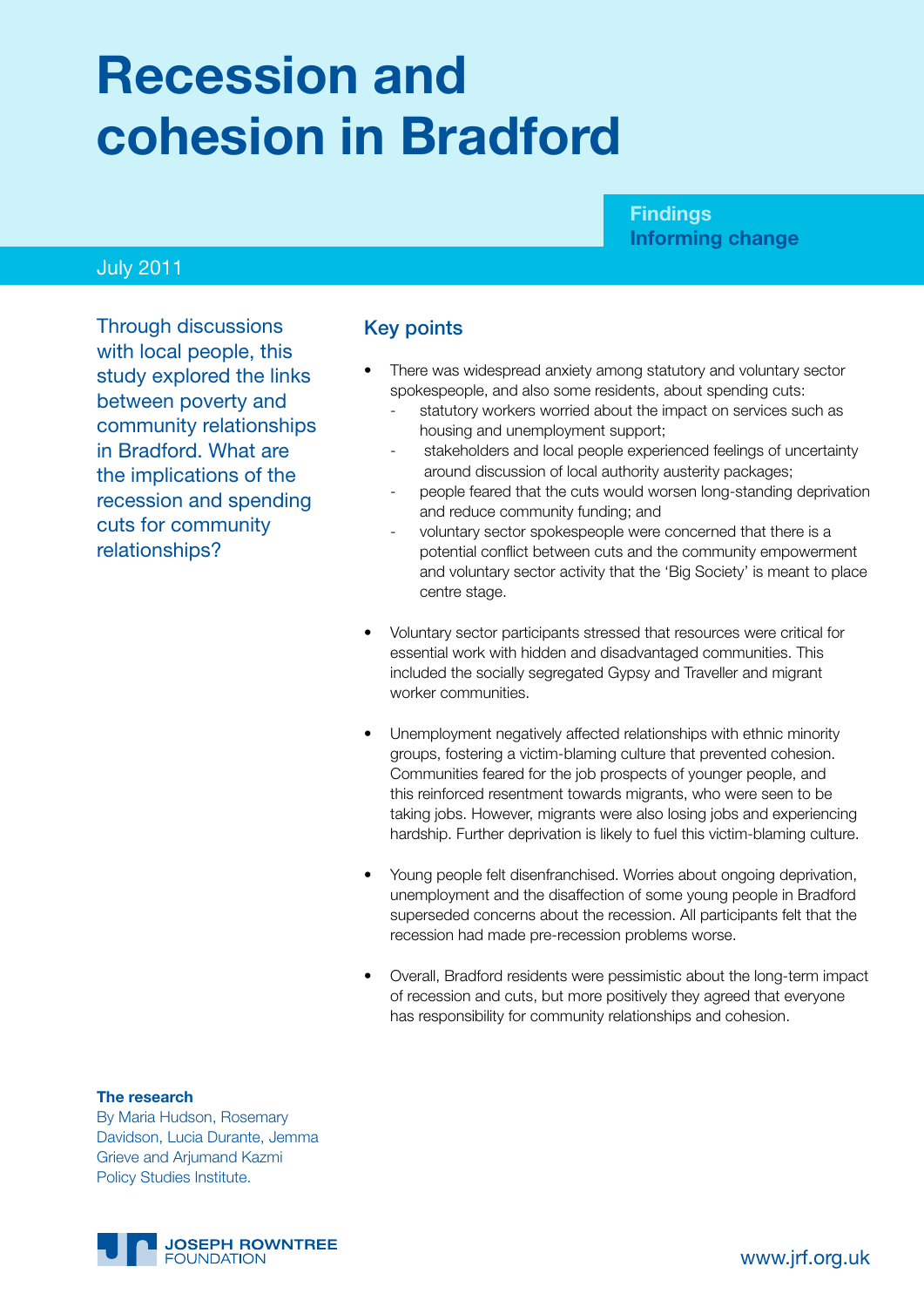# Recession and cohesion in Bradford

**Findings**
**Informing change**

July 2011

Through discussions with local people, this study explored the links between poverty and community relationships in Bradford. What are the implications of the recession and spending cuts for community relationships?

## Key points

- There was widespread anxiety among statutory and voluntary sector spokespeople, and also some residents, about spending cuts:
  - statutory workers worried about the impact on services such as housing and unemployment support;
  - stakeholders and local people experienced feelings of uncertainty around discussion of local authority austerity packages;
  - people feared that the cuts would worsen long-standing deprivation and reduce community funding; and
  - voluntary sector spokespeople were concerned that there is a potential conflict between cuts and the community empowerment and voluntary sector activity that the 'Big Society' is meant to place centre stage.
- Voluntary sector participants stressed that resources were critical for essential work with hidden and disadvantaged communities. This included the socially segregated Gypsy and Traveller and migrant worker communities.
- Unemployment negatively affected relationships with ethnic minority groups, fostering a victim-blaming culture that prevented cohesion. Communities feared for the job prospects of younger people, and this reinforced resentment towards migrants, who were seen to be taking jobs. However, migrants were also losing jobs and experiencing hardship. Further deprivation is likely to fuel this victim-blaming culture.
- Young people felt disenfranchised. Worries about ongoing deprivation, unemployment and the disaffection of some young people in Bradford superseded concerns about the recession. All participants felt that the recession had made pre-recession problems worse.
- Overall, Bradford residents were pessimistic about the long-term impact of recession and cuts, but more positively they agreed that everyone has responsibility for community relationships and cohesion.

**The research**
By Maria Hudson, Rosemary Davidson, Lucia Durante, Jemma Grieve and Arjumand Kazmi Policy Studies Institute.

JOSEPH ROWNTREE FOUNDATION

www.jrf.org.uk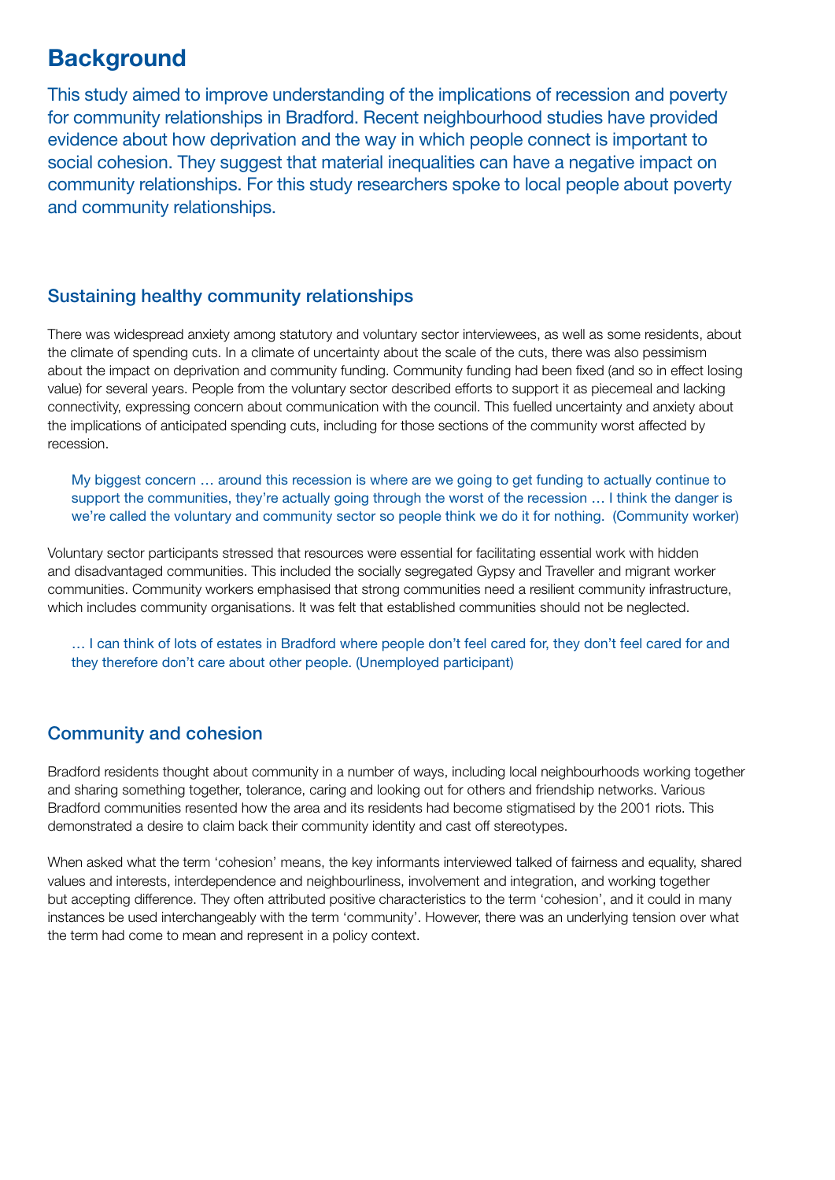# Background

This study aimed to improve understanding of the implications of recession and poverty for community relationships in Bradford. Recent neighbourhood studies have provided evidence about how deprivation and the way in which people connect is important to social cohesion. They suggest that material inequalities can have a negative impact on community relationships. For this study researchers spoke to local people about poverty and community relationships.

## Sustaining healthy community relationships

There was widespread anxiety among statutory and voluntary sector interviewees, as well as some residents, about the climate of spending cuts. In a climate of uncertainty about the scale of the cuts, there was also pessimism about the impact on deprivation and community funding. Community funding had been fixed (and so in effect losing value) for several years. People from the voluntary sector described efforts to support it as piecemeal and lacking connectivity, expressing concern about communication with the council. This fuelled uncertainty and anxiety about the implications of anticipated spending cuts, including for those sections of the community worst affected by recession.

> My biggest concern … around this recession is where are we going to get funding to actually continue to support the communities, they're actually going through the worst of the recession … I think the danger is we're called the voluntary and community sector so people think we do it for nothing. (Community worker)

Voluntary sector participants stressed that resources were essential for facilitating essential work with hidden and disadvantaged communities. This included the socially segregated Gypsy and Traveller and migrant worker communities. Community workers emphasised that strong communities need a resilient community infrastructure, which includes community organisations. It was felt that established communities should not be neglected.

> … I can think of lots of estates in Bradford where people don't feel cared for, they don't feel cared for and they therefore don't care about other people. (Unemployed participant)

## Community and cohesion

Bradford residents thought about community in a number of ways, including local neighbourhoods working together and sharing something together, tolerance, caring and looking out for others and friendship networks. Various Bradford communities resented how the area and its residents had become stigmatised by the 2001 riots. This demonstrated a desire to claim back their community identity and cast off stereotypes.

When asked what the term 'cohesion' means, the key informants interviewed talked of fairness and equality, shared values and interests, interdependence and neighbourliness, involvement and integration, and working together but accepting difference. They often attributed positive characteristics to the term 'cohesion', and it could in many instances be used interchangeably with the term 'community'. However, there was an underlying tension over what the term had come to mean and represent in a policy context.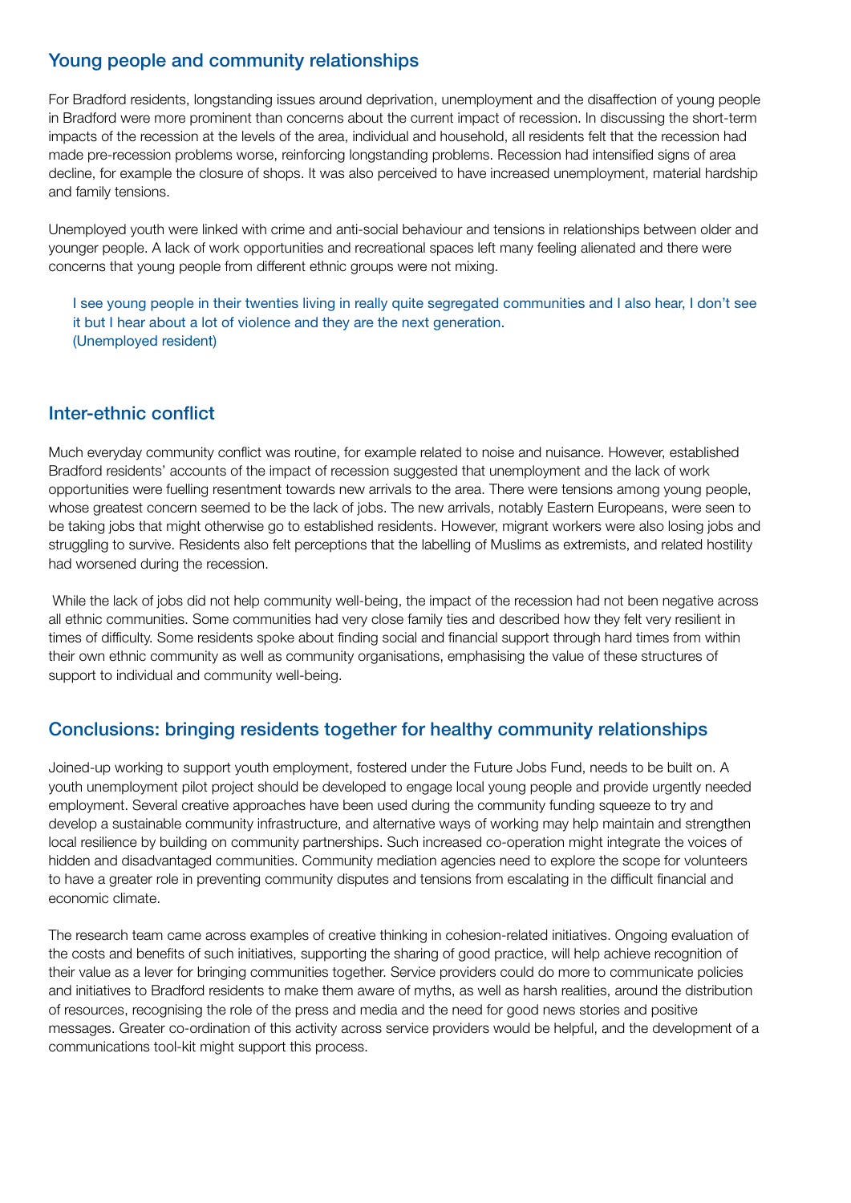## Young people and community relationships

For Bradford residents, longstanding issues around deprivation, unemployment and the disaffection of young people in Bradford were more prominent than concerns about the current impact of recession. In discussing the short-term impacts of the recession at the levels of the area, individual and household, all residents felt that the recession had made pre-recession problems worse, reinforcing longstanding problems. Recession had intensified signs of area decline, for example the closure of shops. It was also perceived to have increased unemployment, material hardship and family tensions.

Unemployed youth were linked with crime and anti-social behaviour and tensions in relationships between older and younger people. A lack of work opportunities and recreational spaces left many feeling alienated and there were concerns that young people from different ethnic groups were not mixing.

> I see young people in their twenties living in really quite segregated communities and I also hear, I don't see it but I hear about a lot of violence and they are the next generation.
> (Unemployed resident)

## Inter-ethnic conflict

Much everyday community conflict was routine, for example related to noise and nuisance. However, established Bradford residents' accounts of the impact of recession suggested that unemployment and the lack of work opportunities were fuelling resentment towards new arrivals to the area. There were tensions among young people, whose greatest concern seemed to be the lack of jobs. The new arrivals, notably Eastern Europeans, were seen to be taking jobs that might otherwise go to established residents. However, migrant workers were also losing jobs and struggling to survive. Residents also felt perceptions that the labelling of Muslims as extremists, and related hostility had worsened during the recession.

While the lack of jobs did not help community well-being, the impact of the recession had not been negative across all ethnic communities. Some communities had very close family ties and described how they felt very resilient in times of difficulty. Some residents spoke about finding social and financial support through hard times from within their own ethnic community as well as community organisations, emphasising the value of these structures of support to individual and community well-being.

## Conclusions: bringing residents together for healthy community relationships

Joined-up working to support youth employment, fostered under the Future Jobs Fund, needs to be built on. A youth unemployment pilot project should be developed to engage local young people and provide urgently needed employment. Several creative approaches have been used during the community funding squeeze to try and develop a sustainable community infrastructure, and alternative ways of working may help maintain and strengthen local resilience by building on community partnerships. Such increased co-operation might integrate the voices of hidden and disadvantaged communities. Community mediation agencies need to explore the scope for volunteers to have a greater role in preventing community disputes and tensions from escalating in the difficult financial and economic climate.

The research team came across examples of creative thinking in cohesion-related initiatives. Ongoing evaluation of the costs and benefits of such initiatives, supporting the sharing of good practice, will help achieve recognition of their value as a lever for bringing communities together. Service providers could do more to communicate policies and initiatives to Bradford residents to make them aware of myths, as well as harsh realities, around the distribution of resources, recognising the role of the press and media and the need for good news stories and positive messages. Greater co-ordination of this activity across service providers would be helpful, and the development of a communications tool-kit might support this process.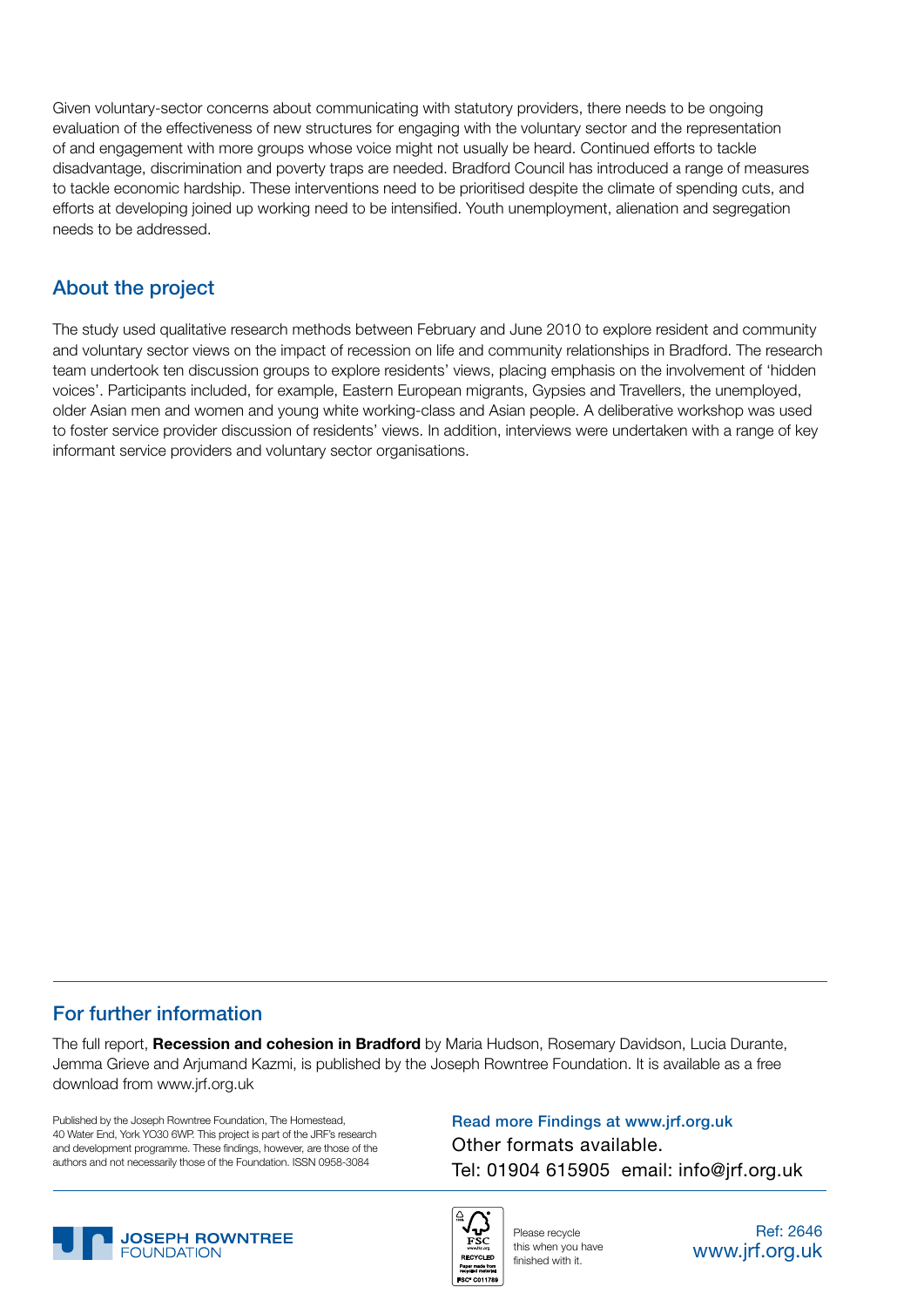Given voluntary-sector concerns about communicating with statutory providers, there needs to be ongoing evaluation of the effectiveness of new structures for engaging with the voluntary sector and the representation of and engagement with more groups whose voice might not usually be heard. Continued efforts to tackle disadvantage, discrimination and poverty traps are needed. Bradford Council has introduced a range of measures to tackle economic hardship. These interventions need to be prioritised despite the climate of spending cuts, and efforts at developing joined up working need to be intensified. Youth unemployment, alienation and segregation needs to be addressed.

## About the project

The study used qualitative research methods between February and June 2010 to explore resident and community and voluntary sector views on the impact of recession on life and community relationships in Bradford. The research team undertook ten discussion groups to explore residents' views, placing emphasis on the involvement of 'hidden voices'. Participants included, for example, Eastern European migrants, Gypsies and Travellers, the unemployed, older Asian men and women and young white working-class and Asian people. A deliberative workshop was used to foster service provider discussion of residents' views. In addition, interviews were undertaken with a range of key informant service providers and voluntary sector organisations.

## For further information

The full report, **Recession and cohesion in Bradford** by Maria Hudson, Rosemary Davidson, Lucia Durante, Jemma Grieve and Arjumand Kazmi, is published by the Joseph Rowntree Foundation. It is available as a free download from www.jrf.org.uk

Published by the Joseph Rowntree Foundation, The Homestead, 40 Water End, York YO30 6WP. This project is part of the JRF's research and development programme. These findings, however, are those of the authors and not necessarily those of the Foundation. ISSN 0958-3084

Read more Findings at www.jrf.org.uk

Other formats available.

Tel: 01904 615905 email: info@jrf.org.uk

JOSEPH ROWNTREE FOUNDATION

FSC RECYCLED Paper made from recycled material FSC® C011789

Please recycle this when you have finished with it.

Ref: 2646

www.jrf.org.uk